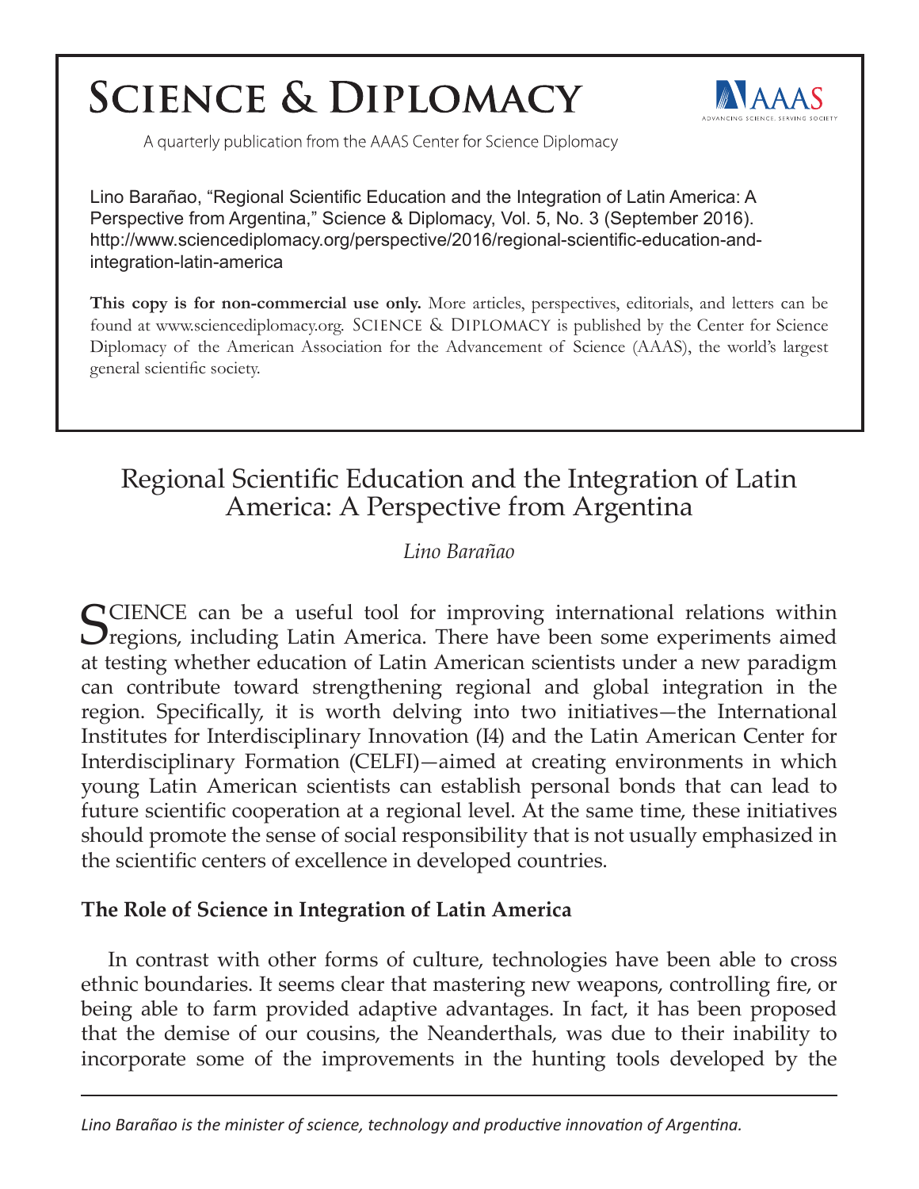# Science & Diplomacy

A quarterly publication from the AAAS Center for Science Diplomacy

Lino Barañao, "Regional Scientific Education and the Integration of Latin America: A Perspective from Argentina," Science & Diplomacy, Vol. 5, No. 3 (September 2016). http://www.sciencediplomacy.org/perspective/2016/regional-scientific-education-and-integration-latin-america

**This copy is for non-commercial use only.** More articles, perspectives, editorials, and letters can be found at www.sciencediplomacy.org. SCIENCE & DIPLOMACY is published by the Center for Science Diplomacy of the American Association for the Advancement of Science (AAAS), the world's largest general scientific society.

# Regional Scientific Education and the Integration of Latin America: A Perspective from Argentina

*Lino Barañao*

SCIENCE can be a useful tool for improving international relations within regions, including Latin America. There have been some experiments aimed at testing whether education of Latin American scientists under a new paradigm can contribute toward strengthening regional and global integration in the region. Specifically, it is worth delving into two initiatives—the International Institutes for Interdisciplinary Innovation (I4) and the Latin American Center for Interdisciplinary Formation (CELFI)—aimed at creating environments in which young Latin American scientists can establish personal bonds that can lead to future scientific cooperation at a regional level. At the same time, these initiatives should promote the sense of social responsibility that is not usually emphasized in the scientific centers of excellence in developed countries.

## The Role of Science in Integration of Latin America

In contrast with other forms of culture, technologies have been able to cross ethnic boundaries. It seems clear that mastering new weapons, controlling fire, or being able to farm provided adaptive advantages. In fact, it has been proposed that the demise of our cousins, the Neanderthals, was due to their inability to incorporate some of the improvements in the hunting tools developed by the

*Lino Barañao is the minister of science, technology and productive innovation of Argentina.*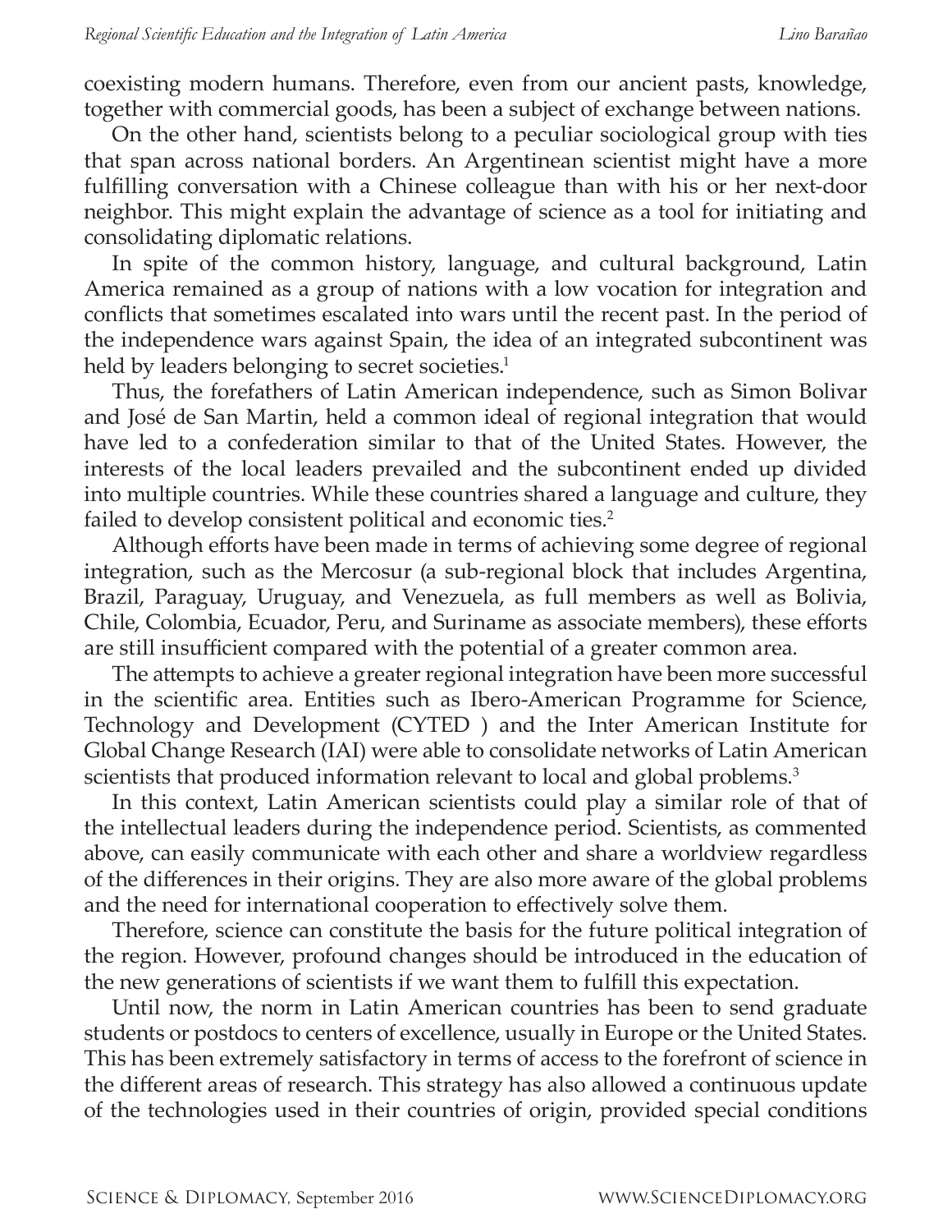coexisting modern humans. Therefore, even from our ancient pasts, knowledge, together with commercial goods, has been a subject of exchange between nations.

On the other hand, scientists belong to a peculiar sociological group with ties that span across national borders. An Argentinean scientist might have a more fulfilling conversation with a Chinese colleague than with his or her next-door neighbor. This might explain the advantage of science as a tool for initiating and consolidating diplomatic relations.

In spite of the common history, language, and cultural background, Latin America remained as a group of nations with a low vocation for integration and conflicts that sometimes escalated into wars until the recent past. In the period of the independence wars against Spain, the idea of an integrated subcontinent was held by leaders belonging to secret societies.[1]

Thus, the forefathers of Latin American independence, such as Simon Bolivar and José de San Martin, held a common ideal of regional integration that would have led to a confederation similar to that of the United States. However, the interests of the local leaders prevailed and the subcontinent ended up divided into multiple countries. While these countries shared a language and culture, they failed to develop consistent political and economic ties.[2]

Although efforts have been made in terms of achieving some degree of regional integration, such as the Mercosur (a sub-regional block that includes Argentina, Brazil, Paraguay, Uruguay, and Venezuela, as full members as well as Bolivia, Chile, Colombia, Ecuador, Peru, and Suriname as associate members), these efforts are still insufficient compared with the potential of a greater common area.

The attempts to achieve a greater regional integration have been more successful in the scientific area. Entities such as Ibero-American Programme for Science, Technology and Development (CYTED ) and the Inter American Institute for Global Change Research (IAI) were able to consolidate networks of Latin American scientists that produced information relevant to local and global problems.[3]

In this context, Latin American scientists could play a similar role of that of the intellectual leaders during the independence period. Scientists, as commented above, can easily communicate with each other and share a worldview regardless of the differences in their origins. They are also more aware of the global problems and the need for international cooperation to effectively solve them.

Therefore, science can constitute the basis for the future political integration of the region. However, profound changes should be introduced in the education of the new generations of scientists if we want them to fulfill this expectation.

Until now, the norm in Latin American countries has been to send graduate students or postdocs to centers of excellence, usually in Europe or the United States. This has been extremely satisfactory in terms of access to the forefront of science in the different areas of research. This strategy has also allowed a continuous update of the technologies used in their countries of origin, provided special conditions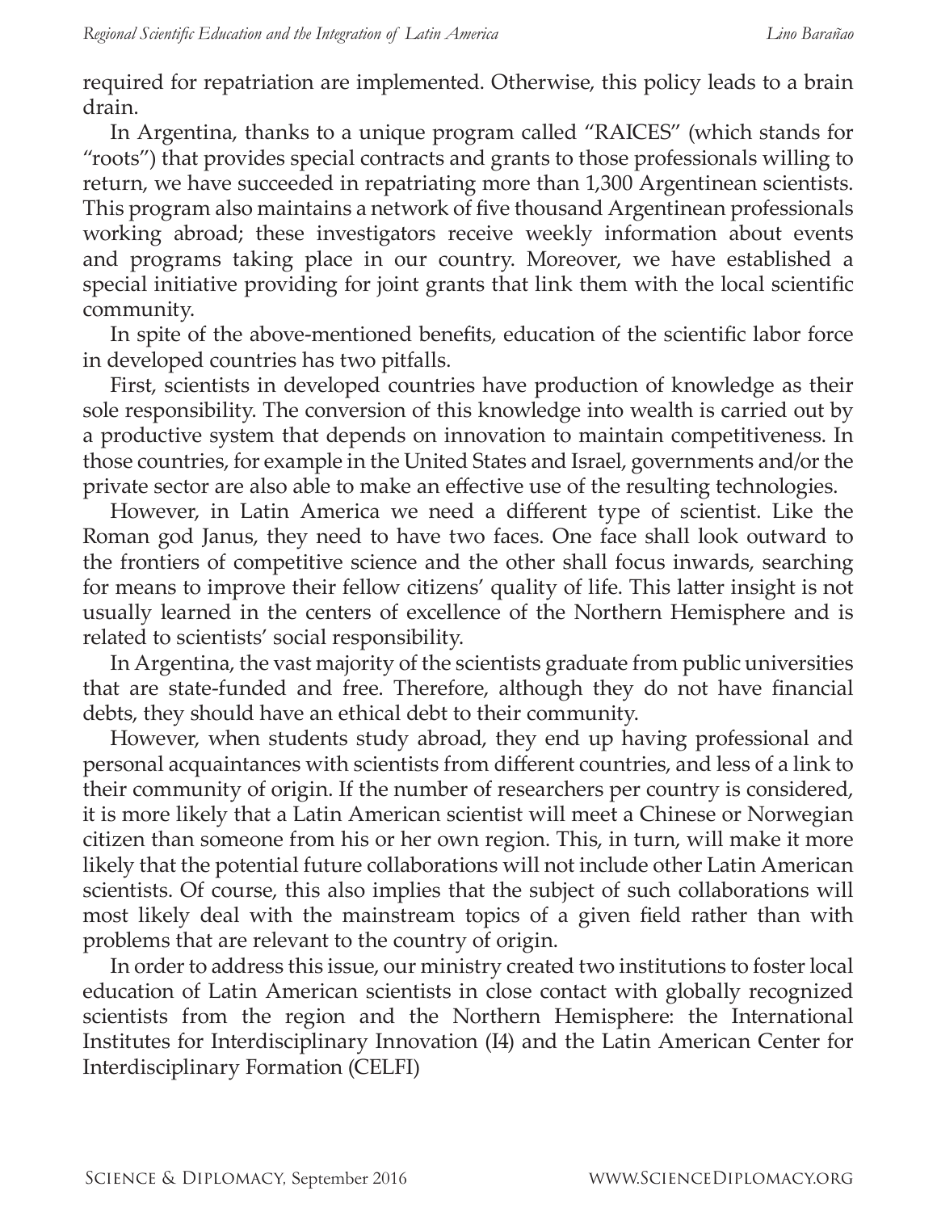required for repatriation are implemented. Otherwise, this policy leads to a brain drain.

In Argentina, thanks to a unique program called "RAICES" (which stands for "roots") that provides special contracts and grants to those professionals willing to return, we have succeeded in repatriating more than 1,300 Argentinean scientists. This program also maintains a network of five thousand Argentinean professionals working abroad; these investigators receive weekly information about events and programs taking place in our country. Moreover, we have established a special initiative providing for joint grants that link them with the local scientific community.

In spite of the above-mentioned benefits, education of the scientific labor force in developed countries has two pitfalls.

First, scientists in developed countries have production of knowledge as their sole responsibility. The conversion of this knowledge into wealth is carried out by a productive system that depends on innovation to maintain competitiveness. In those countries, for example in the United States and Israel, governments and/or the private sector are also able to make an effective use of the resulting technologies.

However, in Latin America we need a different type of scientist. Like the Roman god Janus, they need to have two faces. One face shall look outward to the frontiers of competitive science and the other shall focus inwards, searching for means to improve their fellow citizens' quality of life. This latter insight is not usually learned in the centers of excellence of the Northern Hemisphere and is related to scientists' social responsibility.

In Argentina, the vast majority of the scientists graduate from public universities that are state-funded and free. Therefore, although they do not have financial debts, they should have an ethical debt to their community.

However, when students study abroad, they end up having professional and personal acquaintances with scientists from different countries, and less of a link to their community of origin. If the number of researchers per country is considered, it is more likely that a Latin American scientist will meet a Chinese or Norwegian citizen than someone from his or her own region. This, in turn, will make it more likely that the potential future collaborations will not include other Latin American scientists. Of course, this also implies that the subject of such collaborations will most likely deal with the mainstream topics of a given field rather than with problems that are relevant to the country of origin.

In order to address this issue, our ministry created two institutions to foster local education of Latin American scientists in close contact with globally recognized scientists from the region and the Northern Hemisphere: the International Institutes for Interdisciplinary Innovation (I4) and the Latin American Center for Interdisciplinary Formation (CELFI)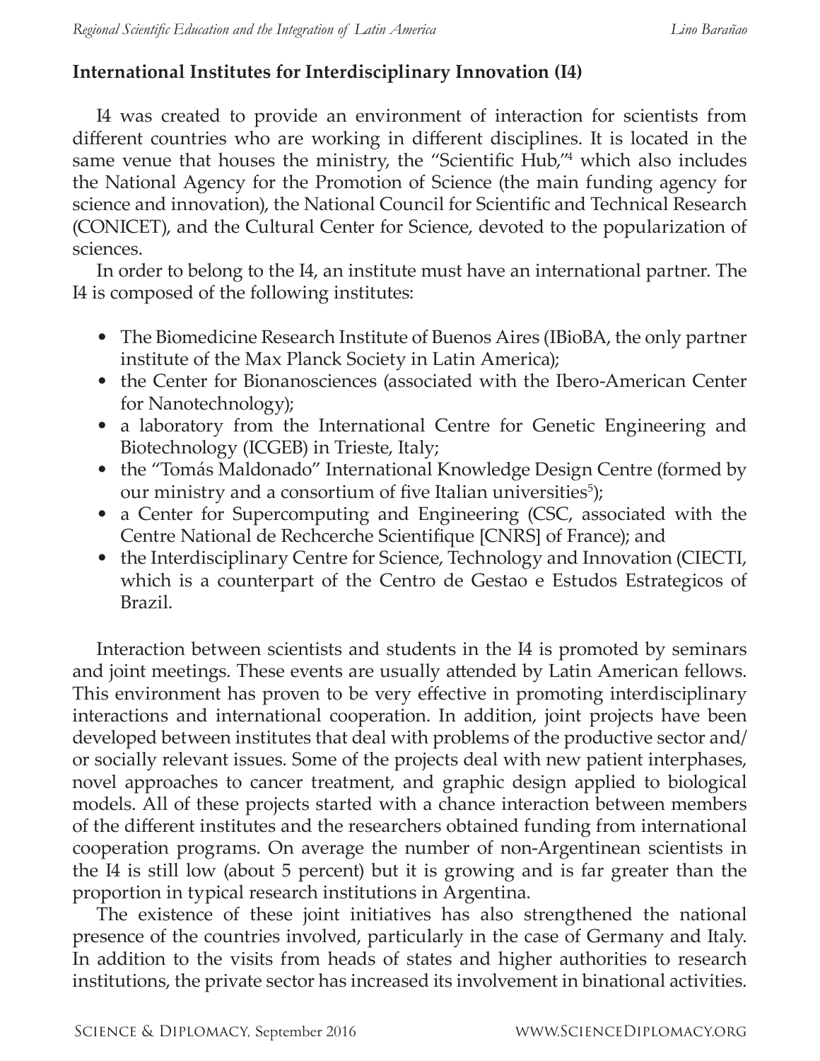## International Institutes for Interdisciplinary Innovation (I4)

I4 was created to provide an environment of interaction for scientists from different countries who are working in different disciplines. It is located in the same venue that houses the ministry, the "Scientific Hub,"[4] which also includes the National Agency for the Promotion of Science (the main funding agency for science and innovation), the National Council for Scientific and Technical Research (CONICET), and the Cultural Center for Science, devoted to the popularization of sciences.

In order to belong to the I4, an institute must have an international partner. The I4 is composed of the following institutes:

- The Biomedicine Research Institute of Buenos Aires (IBioBA, the only partner institute of the Max Planck Society in Latin America);
- the Center for Bionanosciences (associated with the Ibero-American Center for Nanotechnology);
- a laboratory from the International Centre for Genetic Engineering and Biotechnology (ICGEB) in Trieste, Italy;
- the "Tomás Maldonado" International Knowledge Design Centre (formed by our ministry and a consortium of five Italian universities[5]);
- a Center for Supercomputing and Engineering (CSC, associated with the Centre National de Rechcerche Scientifique [CNRS] of France); and
- the Interdisciplinary Centre for Science, Technology and Innovation (CIECTI, which is a counterpart of the Centro de Gestao e Estudos Estrategicos of Brazil.

Interaction between scientists and students in the I4 is promoted by seminars and joint meetings. These events are usually attended by Latin American fellows. This environment has proven to be very effective in promoting interdisciplinary interactions and international cooperation. In addition, joint projects have been developed between institutes that deal with problems of the productive sector and/or socially relevant issues. Some of the projects deal with new patient interphases, novel approaches to cancer treatment, and graphic design applied to biological models. All of these projects started with a chance interaction between members of the different institutes and the researchers obtained funding from international cooperation programs. On average the number of non-Argentinean scientists in the I4 is still low (about 5 percent) but it is growing and is far greater than the proportion in typical research institutions in Argentina.

The existence of these joint initiatives has also strengthened the national presence of the countries involved, particularly in the case of Germany and Italy. In addition to the visits from heads of states and higher authorities to research institutions, the private sector has increased its involvement in binational activities.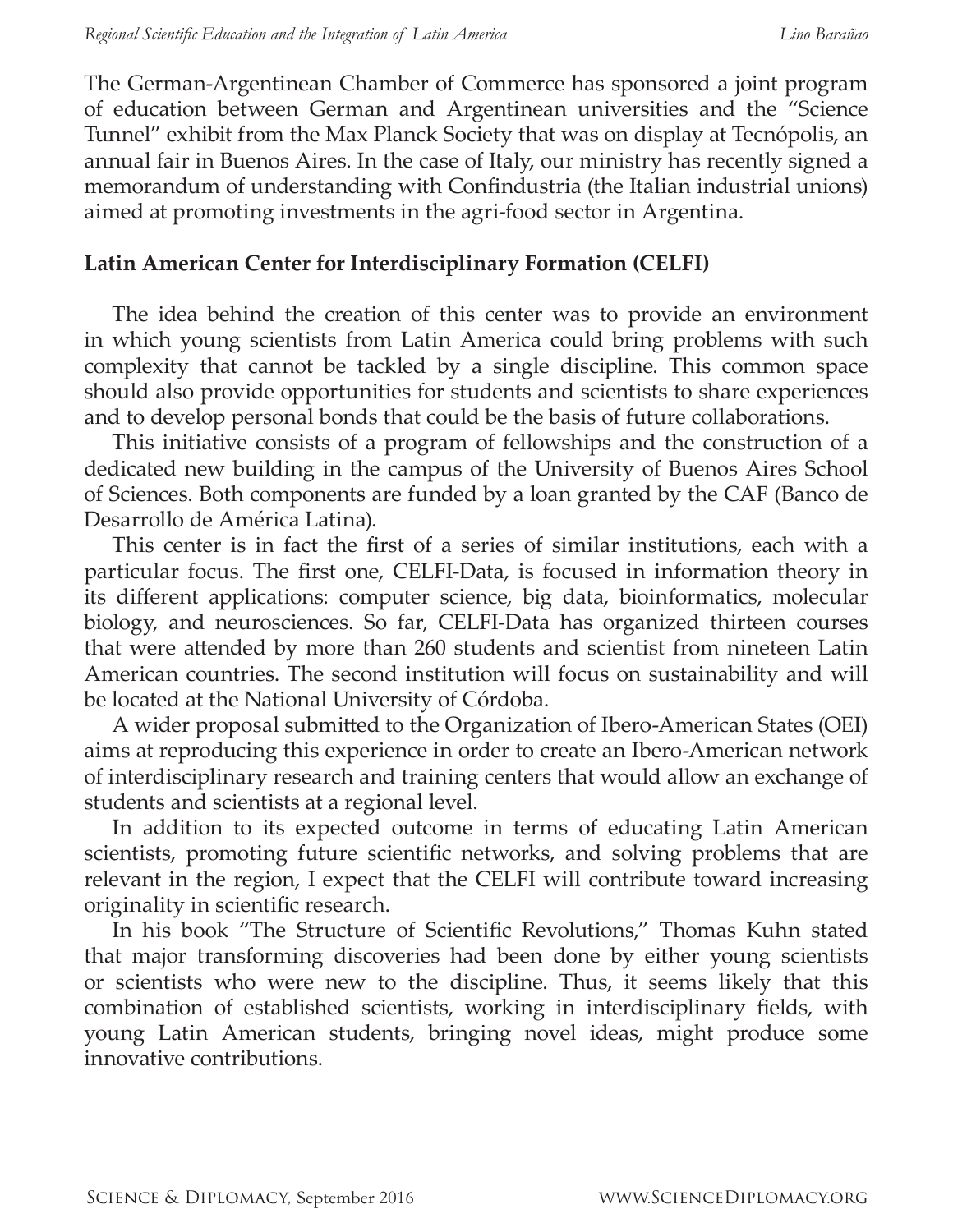The German-Argentinean Chamber of Commerce has sponsored a joint program of education between German and Argentinean universities and the "Science Tunnel" exhibit from the Max Planck Society that was on display at Tecnópolis, an annual fair in Buenos Aires. In the case of Italy, our ministry has recently signed a memorandum of understanding with Confindustria (the Italian industrial unions) aimed at promoting investments in the agri-food sector in Argentina.

## Latin American Center for Interdisciplinary Formation (CELFI)

The idea behind the creation of this center was to provide an environment in which young scientists from Latin America could bring problems with such complexity that cannot be tackled by a single discipline. This common space should also provide opportunities for students and scientists to share experiences and to develop personal bonds that could be the basis of future collaborations.

This initiative consists of a program of fellowships and the construction of a dedicated new building in the campus of the University of Buenos Aires School of Sciences. Both components are funded by a loan granted by the CAF (Banco de Desarrollo de América Latina).

This center is in fact the first of a series of similar institutions, each with a particular focus. The first one, CELFI-Data, is focused in information theory in its different applications: computer science, big data, bioinformatics, molecular biology, and neurosciences. So far, CELFI-Data has organized thirteen courses that were attended by more than 260 students and scientist from nineteen Latin American countries. The second institution will focus on sustainability and will be located at the National University of Córdoba.

A wider proposal submitted to the Organization of Ibero-American States (OEI) aims at reproducing this experience in order to create an Ibero-American network of interdisciplinary research and training centers that would allow an exchange of students and scientists at a regional level.

In addition to its expected outcome in terms of educating Latin American scientists, promoting future scientific networks, and solving problems that are relevant in the region, I expect that the CELFI will contribute toward increasing originality in scientific research.

In his book "The Structure of Scientific Revolutions," Thomas Kuhn stated that major transforming discoveries had been done by either young scientists or scientists who were new to the discipline. Thus, it seems likely that this combination of established scientists, working in interdisciplinary fields, with young Latin American students, bringing novel ideas, might produce some innovative contributions.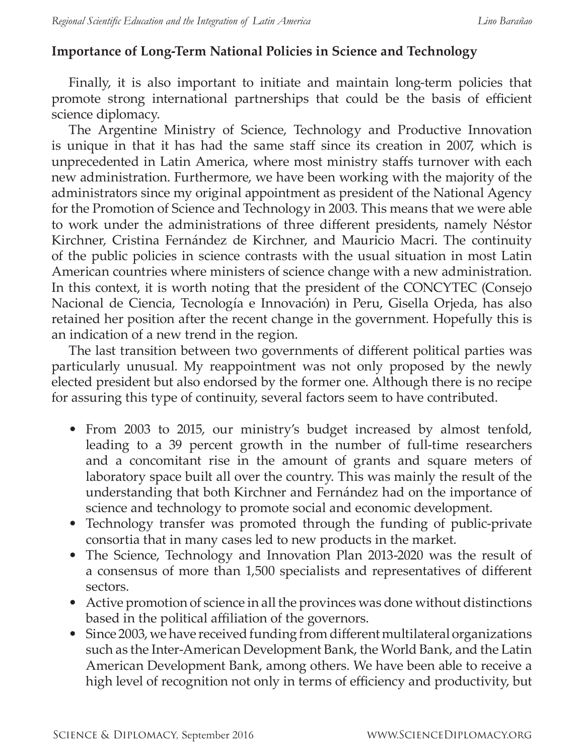## Importance of Long-Term National Policies in Science and Technology

Finally, it is also important to initiate and maintain long-term policies that promote strong international partnerships that could be the basis of efficient science diplomacy.

The Argentine Ministry of Science, Technology and Productive Innovation is unique in that it has had the same staff since its creation in 2007, which is unprecedented in Latin America, where most ministry staffs turnover with each new administration. Furthermore, we have been working with the majority of the administrators since my original appointment as president of the National Agency for the Promotion of Science and Technology in 2003. This means that we were able to work under the administrations of three different presidents, namely Néstor Kirchner, Cristina Fernández de Kirchner, and Mauricio Macri. The continuity of the public policies in science contrasts with the usual situation in most Latin American countries where ministers of science change with a new administration. In this context, it is worth noting that the president of the CONCYTEC (Consejo Nacional de Ciencia, Tecnología e Innovación) in Peru, Gisella Orjeda, has also retained her position after the recent change in the government. Hopefully this is an indication of a new trend in the region.

The last transition between two governments of different political parties was particularly unusual. My reappointment was not only proposed by the newly elected president but also endorsed by the former one. Although there is no recipe for assuring this type of continuity, several factors seem to have contributed.

- From 2003 to 2015, our ministry's budget increased by almost tenfold, leading to a 39 percent growth in the number of full-time researchers and a concomitant rise in the amount of grants and square meters of laboratory space built all over the country. This was mainly the result of the understanding that both Kirchner and Fernández had on the importance of science and technology to promote social and economic development.
- Technology transfer was promoted through the funding of public-private consortia that in many cases led to new products in the market.
- The Science, Technology and Innovation Plan 2013-2020 was the result of a consensus of more than 1,500 specialists and representatives of different sectors.
- Active promotion of science in all the provinces was done without distinctions based in the political affiliation of the governors.
- Since 2003, we have received funding from different multilateral organizations such as the Inter-American Development Bank, the World Bank, and the Latin American Development Bank, among others. We have been able to receive a high level of recognition not only in terms of efficiency and productivity, but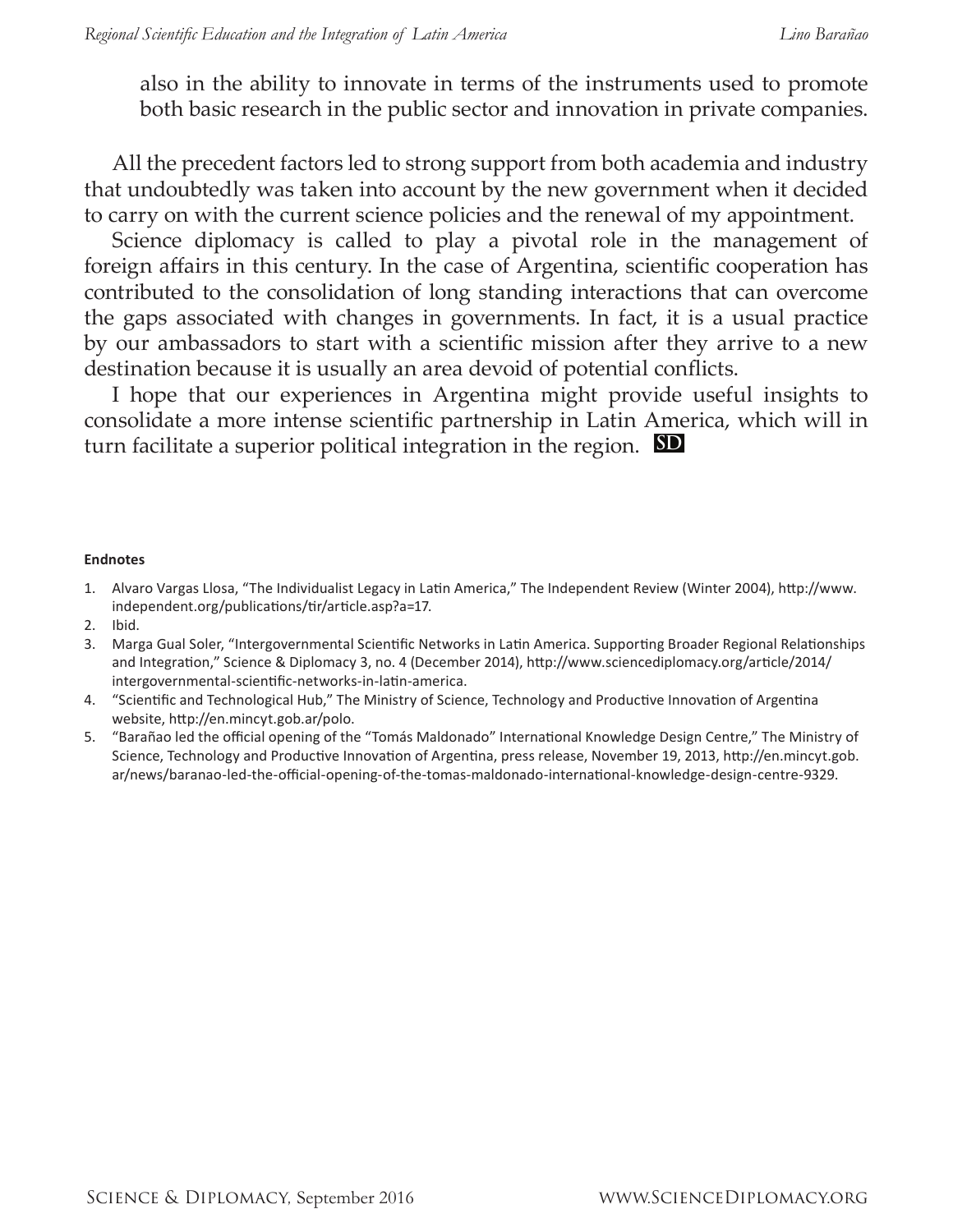also in the ability to innovate in terms of the instruments used to promote both basic research in the public sector and innovation in private companies.

All the precedent factors led to strong support from both academia and industry that undoubtedly was taken into account by the new government when it decided to carry on with the current science policies and the renewal of my appointment.

Science diplomacy is called to play a pivotal role in the management of foreign affairs in this century. In the case of Argentina, scientific cooperation has contributed to the consolidation of long standing interactions that can overcome the gaps associated with changes in governments. In fact, it is a usual practice by our ambassadors to start with a scientific mission after they arrive to a new destination because it is usually an area devoid of potential conflicts.

I hope that our experiences in Argentina might provide useful insights to consolidate a more intense scientific partnership in Latin America, which will in turn facilitate a superior political integration in the region. **SD**

**Endnotes**

1. Alvaro Vargas Llosa, "The Individualist Legacy in Latin America," The Independent Review (Winter 2004), http://www.independent.org/publications/tir/article.asp?a=17.
2. Ibid.
3. Marga Gual Soler, "Intergovernmental Scientific Networks in Latin America. Supporting Broader Regional Relationships and Integration," Science & Diplomacy 3, no. 4 (December 2014), http://www.sciencediplomacy.org/article/2014/intergovernmental-scientific-networks-in-latin-america.
4. "Scientific and Technological Hub," The Ministry of Science, Technology and Productive Innovation of Argentina website, http://en.mincyt.gob.ar/polo.
5. "Barañao led the official opening of the "Tomás Maldonado" International Knowledge Design Centre," The Ministry of Science, Technology and Productive Innovation of Argentina, press release, November 19, 2013, http://en.mincyt.gob.ar/news/baranao-led-the-official-opening-of-the-tomas-maldonado-international-knowledge-design-centre-9329.